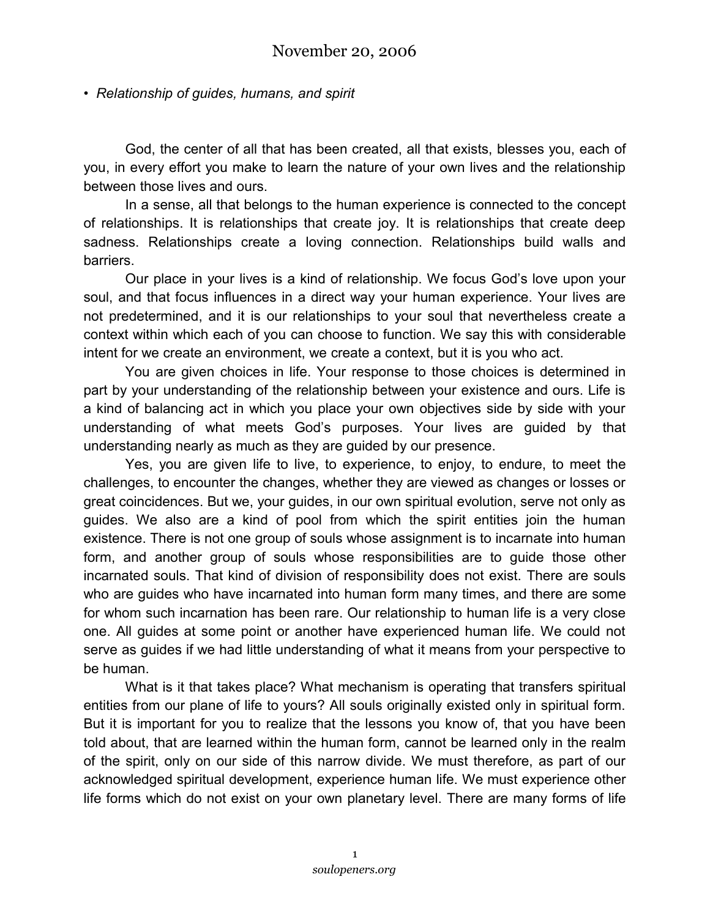# November 20, 2006

- *Relationship of guides, humans, and spirit*

God, the center of all that has been created, all that exists, blesses you, each of you, in every effort you make to learn the nature of your own lives and the relationship between those lives and ours.

In a sense, all that belongs to the human experience is connected to the concept of relationships. It is relationships that create joy. It is relationships that create deep sadness. Relationships create a loving connection. Relationships build walls and barriers.

Our place in your lives is a kind of relationship. We focus God's love upon your soul, and that focus influences in a direct way your human experience. Your lives are not predetermined, and it is our relationships to your soul that nevertheless create a context within which each of you can choose to function. We say this with considerable intent for we create an environment, we create a context, but it is you who act.

You are given choices in life. Your response to those choices is determined in part by your understanding of the relationship between your existence and ours. Life is a kind of balancing act in which you place your own objectives side by side with your understanding of what meets God's purposes. Your lives are guided by that understanding nearly as much as they are guided by our presence.

Yes, you are given life to live, to experience, to enjoy, to endure, to meet the challenges, to encounter the changes, whether they are viewed as changes or losses or great coincidences. But we, your guides, in our own spiritual evolution, serve not only as guides. We also are a kind of pool from which the spirit entities join the human existence. There is not one group of souls whose assignment is to incarnate into human form, and another group of souls whose responsibilities are to guide those other incarnated souls. That kind of division of responsibility does not exist. There are souls who are guides who have incarnated into human form many times, and there are some for whom such incarnation has been rare. Our relationship to human life is a very close one. All guides at some point or another have experienced human life. We could not serve as guides if we had little understanding of what it means from your perspective to be human.

What is it that takes place? What mechanism is operating that transfers spiritual entities from our plane of life to yours? All souls originally existed only in spiritual form. But it is important for you to realize that the lessons you know of, that you have been told about, that are learned within the human form, cannot be learned only in the realm of the spirit, only on our side of this narrow divide. We must therefore, as part of our acknowledged spiritual development, experience human life. We must experience other life forms which do not exist on your own planetary level. There are many forms of life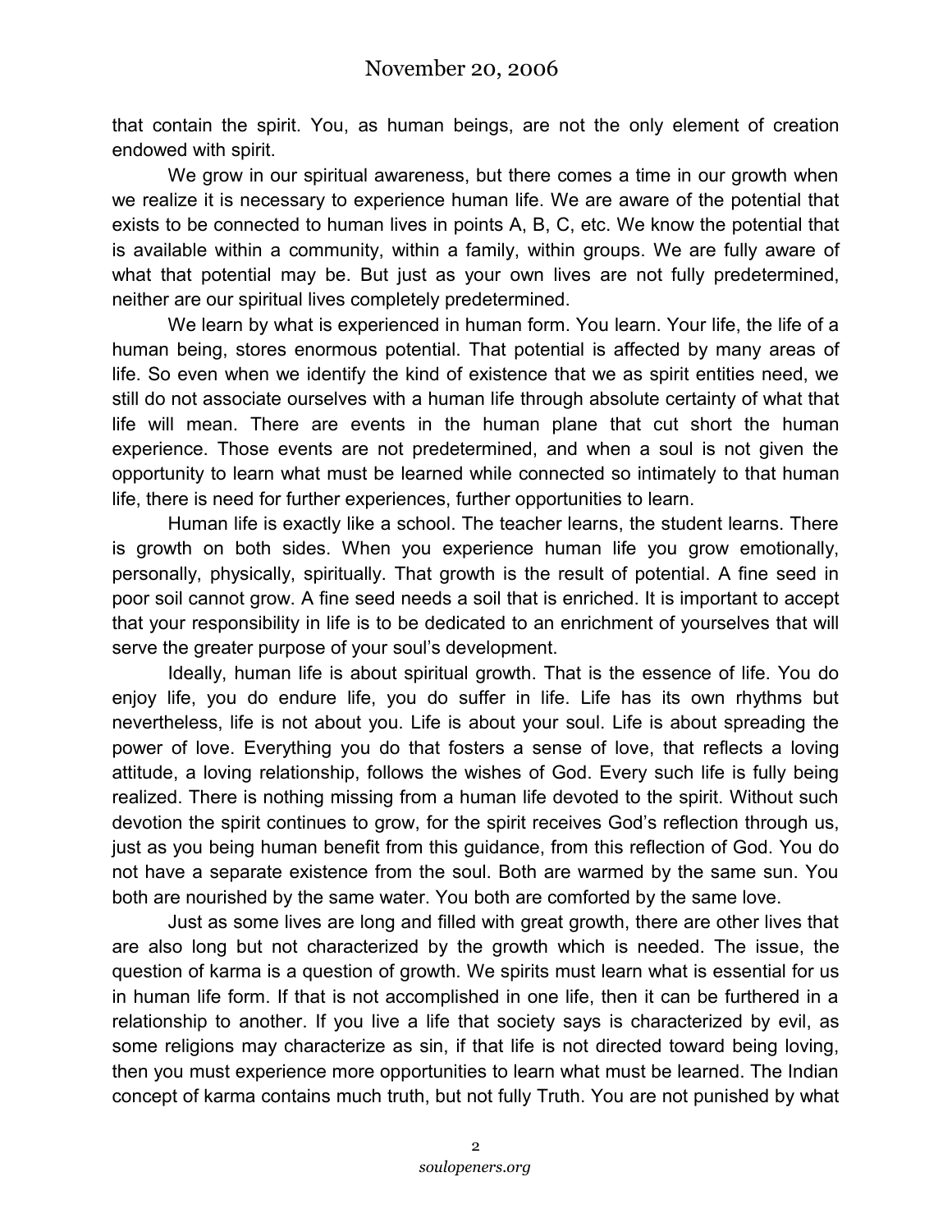that contain the spirit. You, as human beings, are not the only element of creation endowed with spirit.

We grow in our spiritual awareness, but there comes a time in our growth when we realize it is necessary to experience human life. We are aware of the potential that exists to be connected to human lives in points A, B, C, etc. We know the potential that is available within a community, within a family, within groups. We are fully aware of what that potential may be. But just as your own lives are not fully predetermined, neither are our spiritual lives completely predetermined.

We learn by what is experienced in human form. You learn. Your life, the life of a human being, stores enormous potential. That potential is affected by many areas of life. So even when we identify the kind of existence that we as spirit entities need, we still do not associate ourselves with a human life through absolute certainty of what that life will mean. There are events in the human plane that cut short the human experience. Those events are not predetermined, and when a soul is not given the opportunity to learn what must be learned while connected so intimately to that human life, there is need for further experiences, further opportunities to learn.

Human life is exactly like a school. The teacher learns, the student learns. There is growth on both sides. When you experience human life you grow emotionally, personally, physically, spiritually. That growth is the result of potential. A fine seed in poor soil cannot grow. A fine seed needs a soil that is enriched. It is important to accept that your responsibility in life is to be dedicated to an enrichment of yourselves that will serve the greater purpose of your soul's development.

Ideally, human life is about spiritual growth. That is the essence of life. You do enjoy life, you do endure life, you do suffer in life. Life has its own rhythms but nevertheless, life is not about you. Life is about your soul. Life is about spreading the power of love. Everything you do that fosters a sense of love, that reflects a loving attitude, a loving relationship, follows the wishes of God. Every such life is fully being realized. There is nothing missing from a human life devoted to the spirit. Without such devotion the spirit continues to grow, for the spirit receives God's reflection through us, just as you being human benefit from this guidance, from this reflection of God. You do not have a separate existence from the soul. Both are warmed by the same sun. You both are nourished by the same water. You both are comforted by the same love.

Just as some lives are long and filled with great growth, there are other lives that are also long but not characterized by the growth which is needed. The issue, the question of karma is a question of growth. We spirits must learn what is essential for us in human life form. If that is not accomplished in one life, then it can be furthered in a relationship to another. If you live a life that society says is characterized by evil, as some religions may characterize as sin, if that life is not directed toward being loving, then you must experience more opportunities to learn what must be learned. The Indian concept of karma contains much truth, but not fully Truth. You are not punished by what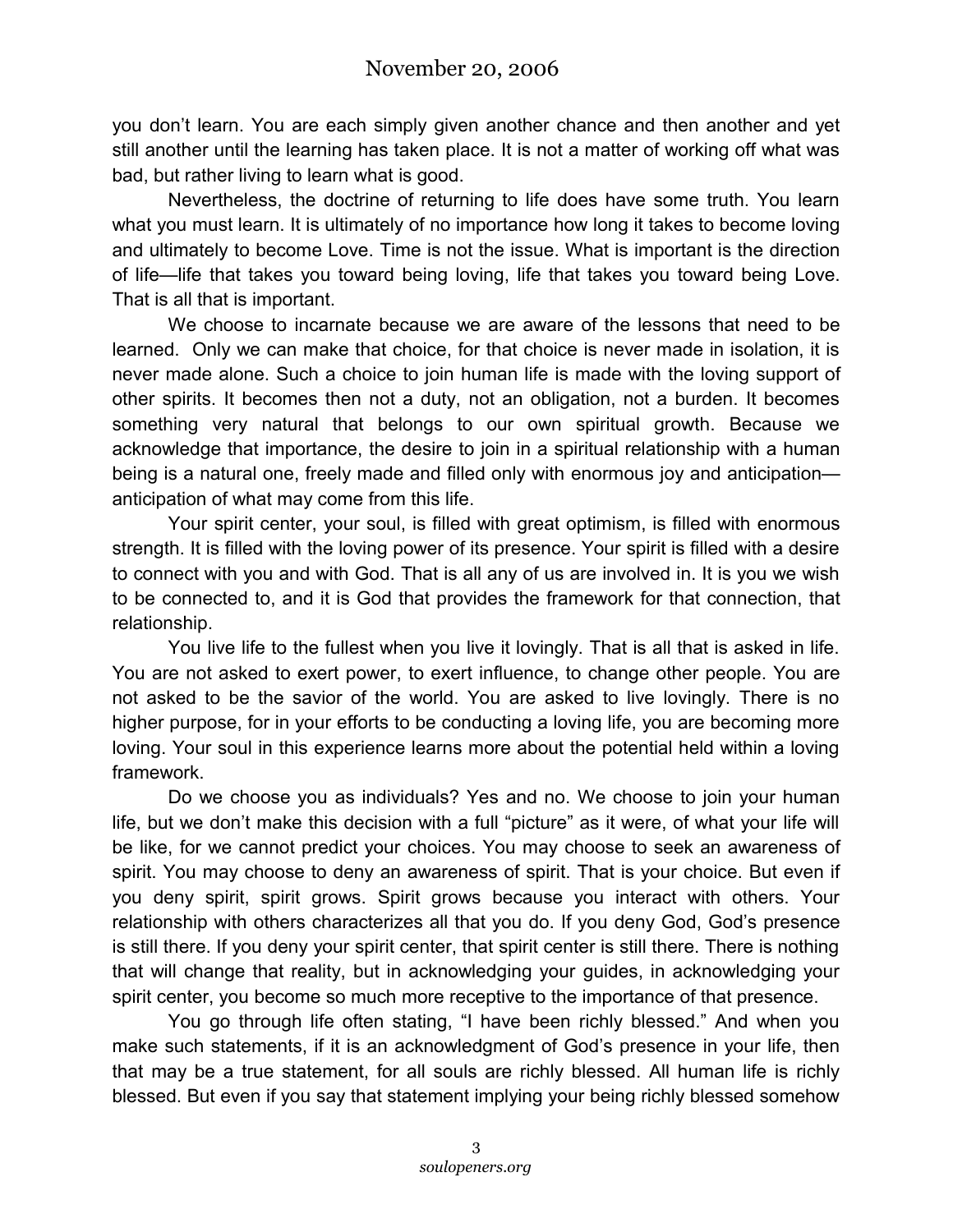you don't learn. You are each simply given another chance and then another and yet still another until the learning has taken place. It is not a matter of working off what was bad, but rather living to learn what is good.

Nevertheless, the doctrine of returning to life does have some truth. You learn what you must learn. It is ultimately of no importance how long it takes to become loving and ultimately to become Love. Time is not the issue. What is important is the direction of life—life that takes you toward being loving, life that takes you toward being Love. That is all that is important.

We choose to incarnate because we are aware of the lessons that need to be learned. Only we can make that choice, for that choice is never made in isolation, it is never made alone. Such a choice to join human life is made with the loving support of other spirits. It becomes then not a duty, not an obligation, not a burden. It becomes something very natural that belongs to our own spiritual growth. Because we acknowledge that importance, the desire to join in a spiritual relationship with a human being is a natural one, freely made and filled only with enormous joy and anticipation—anticipation of what may come from this life.

Your spirit center, your soul, is filled with great optimism, is filled with enormous strength. It is filled with the loving power of its presence. Your spirit is filled with a desire to connect with you and with God. That is all any of us are involved in. It is you we wish to be connected to, and it is God that provides the framework for that connection, that relationship.

You live life to the fullest when you live it lovingly. That is all that is asked in life. You are not asked to exert power, to exert influence, to change other people. You are not asked to be the savior of the world. You are asked to live lovingly. There is no higher purpose, for in your efforts to be conducting a loving life, you are becoming more loving. Your soul in this experience learns more about the potential held within a loving framework.

Do we choose you as individuals? Yes and no. We choose to join your human life, but we don't make this decision with a full "picture" as it were, of what your life will be like, for we cannot predict your choices. You may choose to seek an awareness of spirit. You may choose to deny an awareness of spirit. That is your choice. But even if you deny spirit, spirit grows. Spirit grows because you interact with others. Your relationship with others characterizes all that you do. If you deny God, God's presence is still there. If you deny your spirit center, that spirit center is still there. There is nothing that will change that reality, but in acknowledging your guides, in acknowledging your spirit center, you become so much more receptive to the importance of that presence.

You go through life often stating, "I have been richly blessed." And when you make such statements, if it is an acknowledgment of God's presence in your life, then that may be a true statement, for all souls are richly blessed. All human life is richly blessed. But even if you say that statement implying your being richly blessed somehow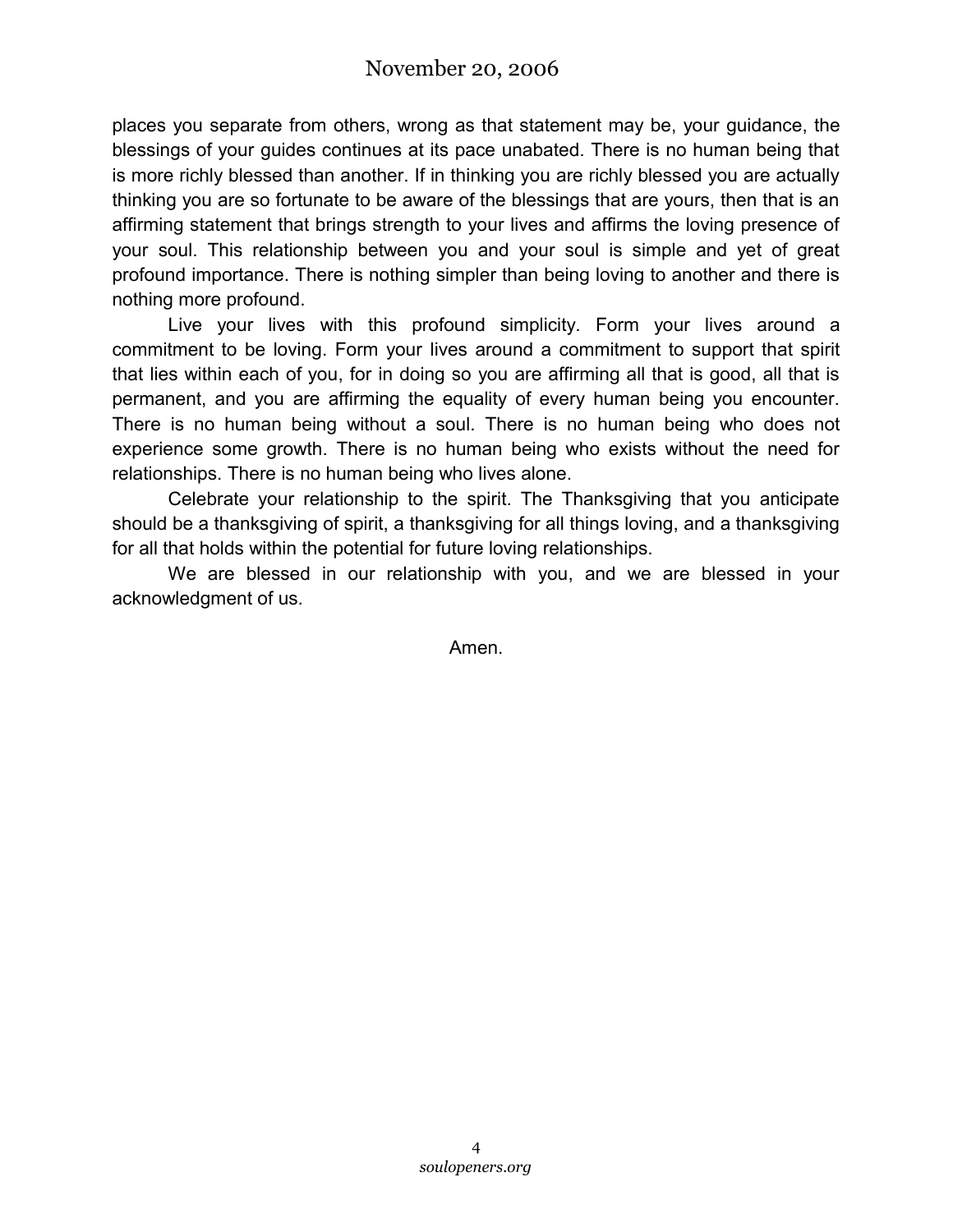places you separate from others, wrong as that statement may be, your guidance, the blessings of your guides continues at its pace unabated. There is no human being that is more richly blessed than another. If in thinking you are richly blessed you are actually thinking you are so fortunate to be aware of the blessings that are yours, then that is an affirming statement that brings strength to your lives and affirms the loving presence of your soul. This relationship between you and your soul is simple and yet of great profound importance. There is nothing simpler than being loving to another and there is nothing more profound.

Live your lives with this profound simplicity. Form your lives around a commitment to be loving. Form your lives around a commitment to support that spirit that lies within each of you, for in doing so you are affirming all that is good, all that is permanent, and you are affirming the equality of every human being you encounter. There is no human being without a soul. There is no human being who does not experience some growth. There is no human being who exists without the need for relationships. There is no human being who lives alone.

Celebrate your relationship to the spirit. The Thanksgiving that you anticipate should be a thanksgiving of spirit, a thanksgiving for all things loving, and a thanksgiving for all that holds within the potential for future loving relationships.

We are blessed in our relationship with you, and we are blessed in your acknowledgment of us.

Amen.